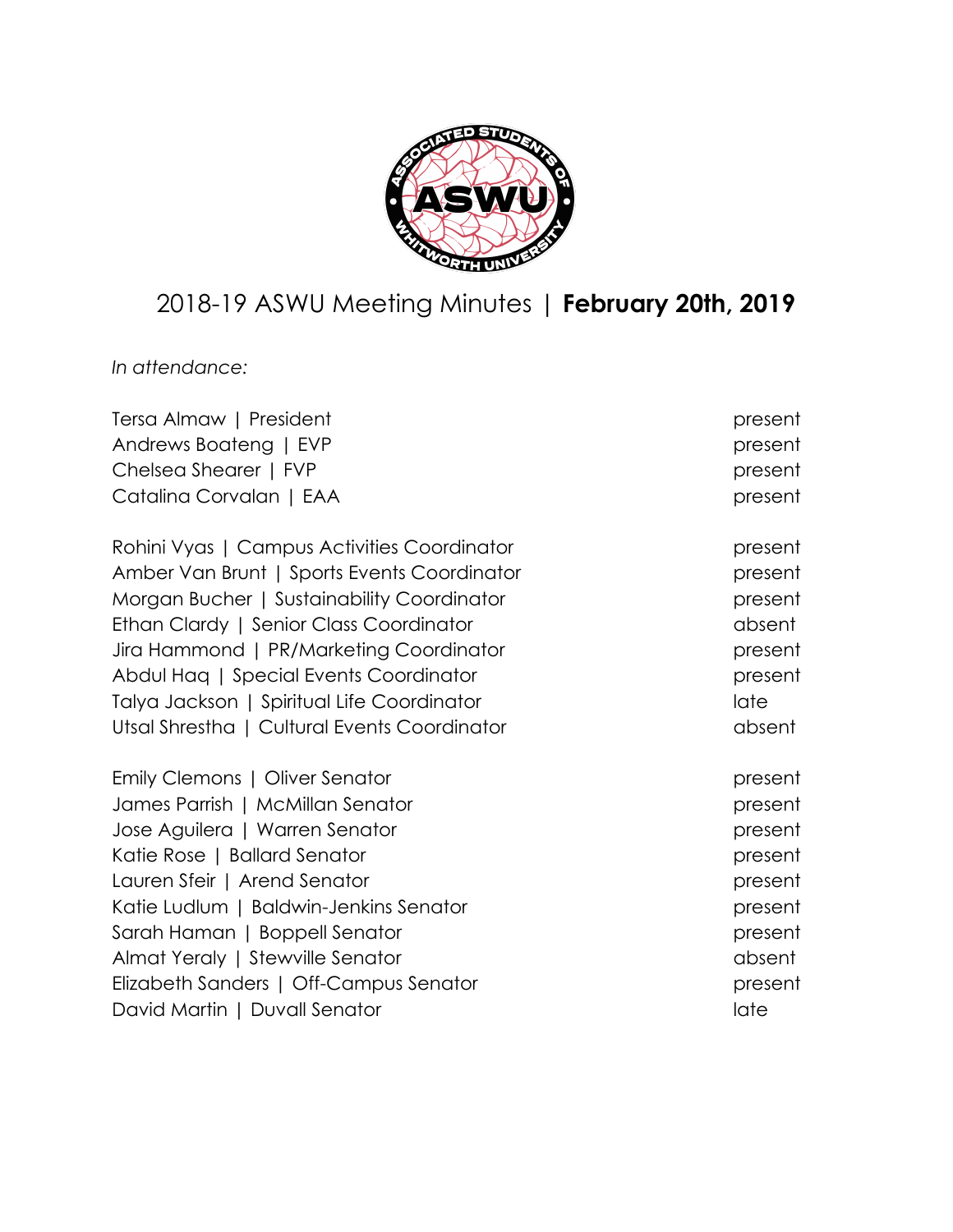# 2018-19 ASWU Meeting Minutes | **February 20th, 2019**

*In attendance:*

| Name | Status |
|---|---|
| Tersa Almaw \| President | present |
| Andrews Boateng \| EVP | present |
| Chelsea Shearer \| FVP | present |
| Catalina Corvalan \| EAA | present |
| Rohini Vyas \| Campus Activities Coordinator | present |
| Amber Van Brunt \| Sports Events Coordinator | present |
| Morgan Bucher \| Sustainability Coordinator | present |
| Ethan Clardy \| Senior Class Coordinator | absent |
| Jira Hammond \| PR/Marketing Coordinator | present |
| Abdul Haq \| Special Events Coordinator | present |
| Talya Jackson \| Spiritual Life Coordinator | late |
| Utsal Shrestha \| Cultural Events Coordinator | absent |
| Emily Clemons \| Oliver Senator | present |
| James Parrish \| McMillan Senator | present |
| Jose Aguilera \| Warren Senator | present |
| Katie Rose \| Ballard Senator | present |
| Lauren Sfeir \| Arend Senator | present |
| Katie Ludlum \| Baldwin-Jenkins Senator | present |
| Sarah Haman \| Boppell Senator | present |
| Almat Yeraly \| Stewville Senator | absent |
| Elizabeth Sanders \| Off-Campus Senator | present |
| David Martin \| Duvall Senator | late |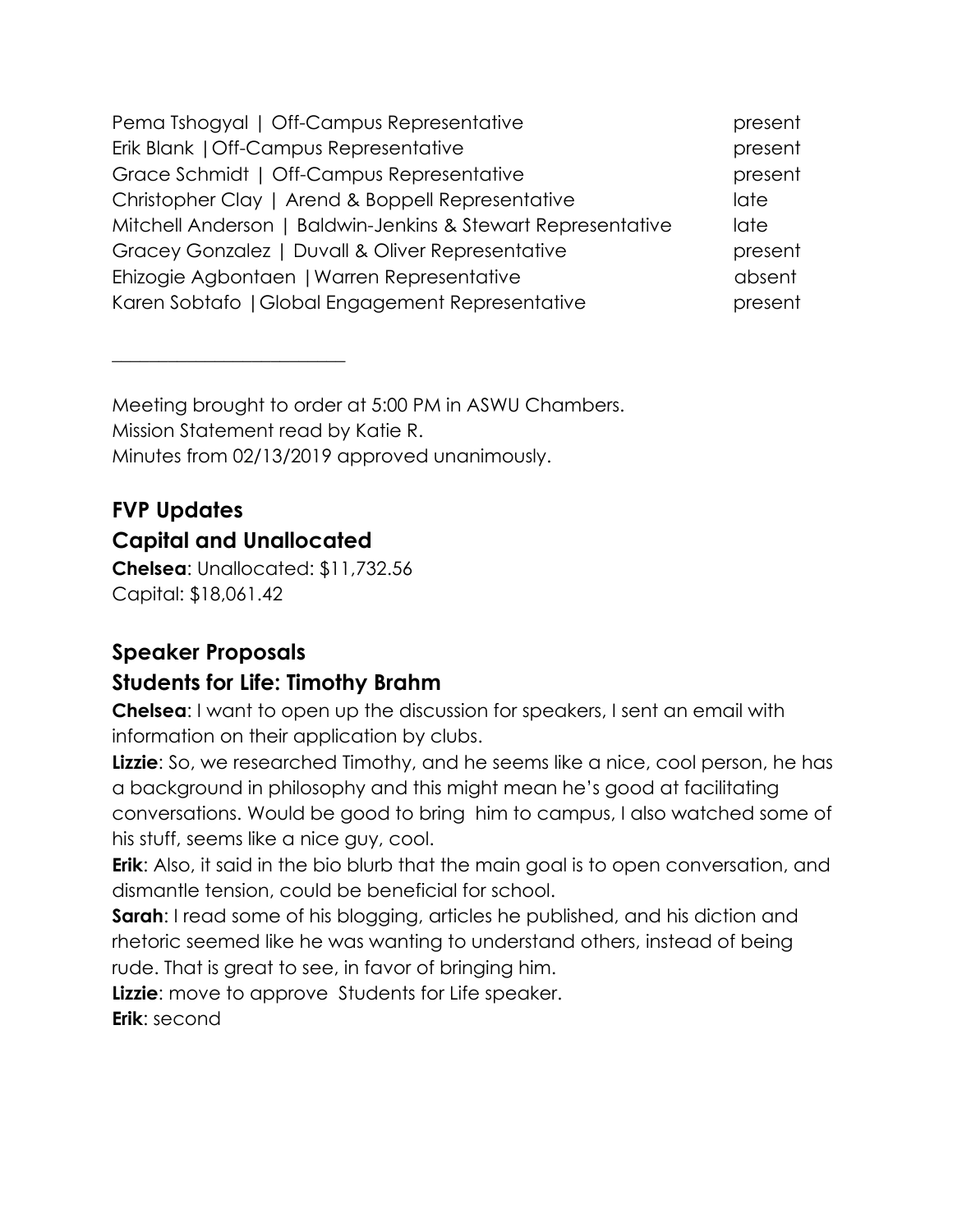| | |
|---|---|
| Pema Tshogyal \| Off-Campus Representative | present |
| Erik Blank \| Off-Campus Representative | present |
| Grace Schmidt \| Off-Campus Representative | present |
| Christopher Clay \| Arend & Boppell Representative | late |
| Mitchell Anderson \| Baldwin-Jenkins & Stewart Representative | late |
| Gracey Gonzalez \| Duvall & Oliver Representative | present |
| Ehizogie Agbontaen \| Warren Representative | absent |
| Karen Sobtafo \| Global Engagement Representative | present |

---

Meeting brought to order at 5:00 PM in ASWU Chambers.
Mission Statement read by Katie R.
Minutes from 02/13/2019 approved unanimously.

## FVP Updates

## Capital and Unallocated

**Chelsea**: Unallocated: $11,732.56
Capital: $18,061.42

## Speaker Proposals

## Students for Life: Timothy Brahm

**Chelsea**: I want to open up the discussion for speakers, I sent an email with information on their application by clubs.

**Lizzie**: So, we researched Timothy, and he seems like a nice, cool person, he has a background in philosophy and this might mean he's good at facilitating conversations. Would be good to bring him to campus, I also watched some of his stuff, seems like a nice guy, cool.

**Erik**: Also, it said in the bio blurb that the main goal is to open conversation, and dismantle tension, could be beneficial for school.

**Sarah**: I read some of his blogging, articles he published, and his diction and rhetoric seemed like he was wanting to understand others, instead of being rude. That is great to see, in favor of bringing him.

**Lizzie**: move to approve Students for Life speaker.

**Erik**: second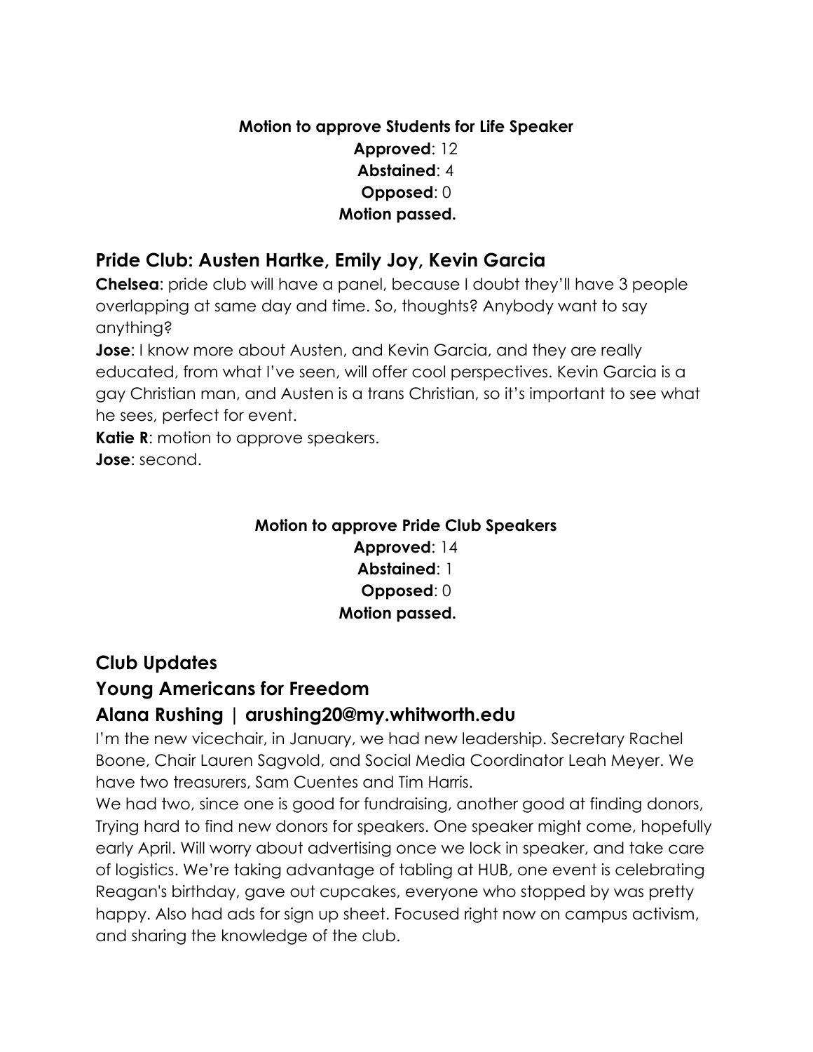**Motion to approve Students for Life Speaker**
**Approved**: 12
**Abstained**: 4
**Opposed**: 0
**Motion passed.**

## Pride Club: Austen Hartke, Emily Joy, Kevin Garcia

**Chelsea**: pride club will have a panel, because I doubt they'll have 3 people overlapping at same day and time. So, thoughts? Anybody want to say anything?

**Jose**: I know more about Austen, and Kevin Garcia, and they are really educated, from what I've seen, will offer cool perspectives. Kevin Garcia is a gay Christian man, and Austen is a trans Christian, so it's important to see what he sees, perfect for event.

**Katie R**: motion to approve speakers.

**Jose**: second.

**Motion to approve Pride Club Speakers**
**Approved**: 14
**Abstained**: 1
**Opposed**: 0
**Motion passed.**

## Club Updates

## Young Americans for Freedom

## Alana Rushing | arushing20@my.whitworth.edu

I'm the new vicechair, in January, we had new leadership. Secretary Rachel Boone, Chair Lauren Sagvold, and Social Media Coordinator Leah Meyer. We have two treasurers, Sam Cuentes and Tim Harris.

We had two, since one is good for fundraising, another good at finding donors, Trying hard to find new donors for speakers. One speaker might come, hopefully early April. Will worry about advertising once we lock in speaker, and take care of logistics. We're taking advantage of tabling at HUB, one event is celebrating Reagan's birthday, gave out cupcakes, everyone who stopped by was pretty happy. Also had ads for sign up sheet. Focused right now on campus activism, and sharing the knowledge of the club.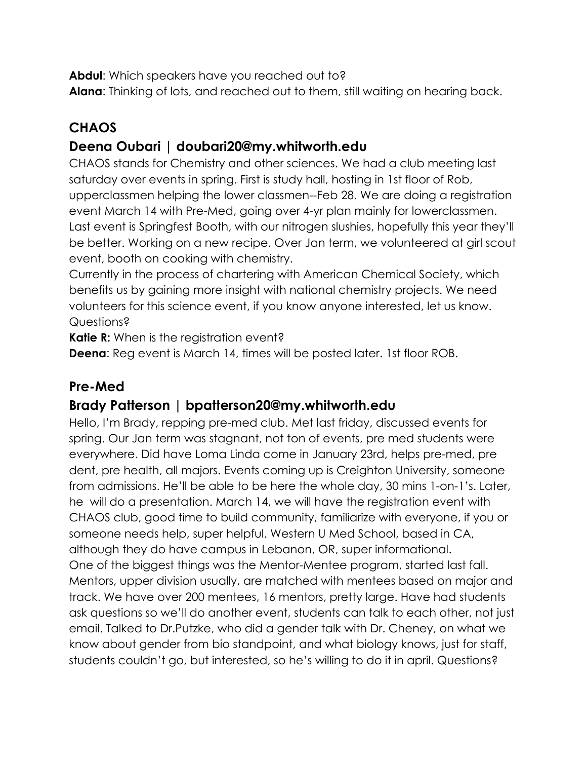**Abdul**: Which speakers have you reached out to?
**Alana**: Thinking of lots, and reached out to them, still waiting on hearing back.

## CHAOS

### Deena Oubari | doubari20@my.whitworth.edu

CHAOS stands for Chemistry and other sciences. We had a club meeting last saturday over events in spring. First is study hall, hosting in 1st floor of Rob, upperclassmen helping the lower classmen--Feb 28. We are doing a registration event March 14 with Pre-Med, going over 4-yr plan mainly for lowerclassmen. Last event is Springfest Booth, with our nitrogen slushies, hopefully this year they'll be better. Working on a new recipe. Over Jan term, we volunteered at girl scout event, booth on cooking with chemistry.
Currently in the process of chartering with American Chemical Society, which benefits us by gaining more insight with national chemistry projects. We need volunteers for this science event, if you know anyone interested, let us know. Questions?

**Katie R:** When is the registration event?
**Deena**: Reg event is March 14, times will be posted later. 1st floor ROB.

## Pre-Med

### Brady Patterson | bpatterson20@my.whitworth.edu

Hello, I'm Brady, repping pre-med club. Met last friday, discussed events for spring. Our Jan term was stagnant, not ton of events, pre med students were everywhere. Did have Loma Linda come in January 23rd, helps pre-med, pre dent, pre health, all majors. Events coming up is Creighton University, someone from admissions. He'll be able to be here the whole day, 30 mins 1-on-1's. Later, he will do a presentation. March 14, we will have the registration event with CHAOS club, good time to build community, familiarize with everyone, if you or someone needs help, super helpful. Western U Med School, based in CA, although they do have campus in Lebanon, OR, super informational.
One of the biggest things was the Mentor-Mentee program, started last fall. Mentors, upper division usually, are matched with mentees based on major and track. We have over 200 mentees, 16 mentors, pretty large. Have had students ask questions so we'll do another event, students can talk to each other, not just email. Talked to Dr.Putzke, who did a gender talk with Dr. Cheney, on what we know about gender from bio standpoint, and what biology knows, just for staff, students couldn't go, but interested, so he's willing to do it in april. Questions?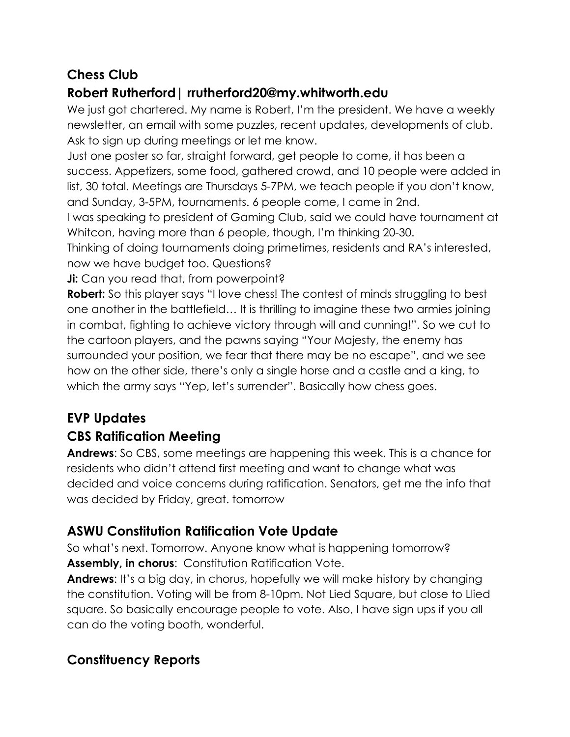## Chess Club

## Robert Rutherford| rrutherford20@my.whitworth.edu

We just got chartered. My name is Robert, I'm the president. We have a weekly newsletter, an email with some puzzles, recent updates, developments of club. Ask to sign up during meetings or let me know.

Just one poster so far, straight forward, get people to come, it has been a success. Appetizers, some food, gathered crowd, and 10 people were added in list, 30 total. Meetings are Thursdays 5-7PM, we teach people if you don't know, and Sunday, 3-5PM, tournaments. 6 people come, I came in 2nd.

I was speaking to president of Gaming Club, said we could have tournament at Whitcon, having more than 6 people, though, I'm thinking 20-30.

Thinking of doing tournaments doing primetimes, residents and RA's interested, now we have budget too. Questions?

**Ji:** Can you read that, from powerpoint?

**Robert:** So this player says "I love chess! The contest of minds struggling to best one another in the battlefield… It is thrilling to imagine these two armies joining in combat, fighting to achieve victory through will and cunning!". So we cut to the cartoon players, and the pawns saying "Your Majesty, the enemy has surrounded your position, we fear that there may be no escape", and we see how on the other side, there's only a single horse and a castle and a king, to which the army says "Yep, let's surrender". Basically how chess goes.

## EVP Updates

## CBS Ratification Meeting

**Andrews**: So CBS, some meetings are happening this week. This is a chance for residents who didn't attend first meeting and want to change what was decided and voice concerns during ratification. Senators, get me the info that was decided by Friday, great. tomorrow

## ASWU Constitution Ratification Vote Update

So what's next. Tomorrow. Anyone know what is happening tomorrow?

**Assembly, in chorus**: Constitution Ratification Vote.

**Andrews**: It's a big day, in chorus, hopefully we will make history by changing the constitution. Voting will be from 8-10pm. Not Lied Square, but close to Llied square. So basically encourage people to vote. Also, I have sign ups if you all can do the voting booth, wonderful.

## Constituency Reports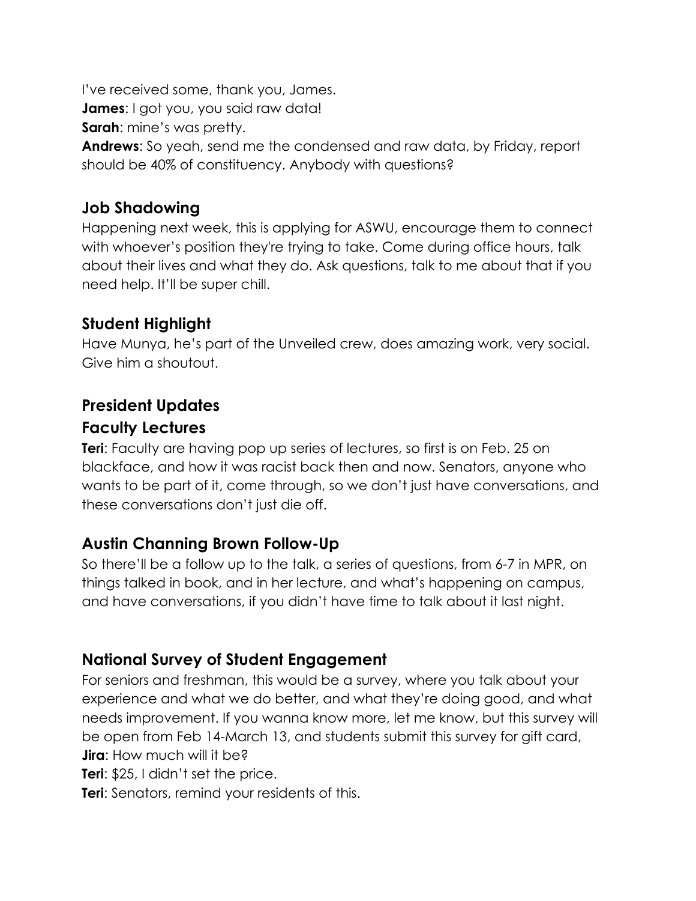I've received some, thank you, James.

**James**: I got you, you said raw data!

**Sarah**: mine's was pretty.

**Andrews**: So yeah, send me the condensed and raw data, by Friday, report should be 40% of constituency. Anybody with questions?

## Job Shadowing

Happening next week, this is applying for ASWU, encourage them to connect with whoever's position they're trying to take. Come during office hours, talk about their lives and what they do. Ask questions, talk to me about that if you need help. It'll be super chill.

## Student Highlight

Have Munya, he's part of the Unveiled crew, does amazing work, very social. Give him a shoutout.

## President Updates

## Faculty Lectures

**Teri**: Faculty are having pop up series of lectures, so first is on Feb. 25 on blackface, and how it was racist back then and now. Senators, anyone who wants to be part of it, come through, so we don't just have conversations, and these conversations don't just die off.

## Austin Channing Brown Follow-Up

So there'll be a follow up to the talk, a series of questions, from 6-7 in MPR, on things talked in book, and in her lecture, and what's happening on campus, and have conversations, if you didn't have time to talk about it last night.

## National Survey of Student Engagement

For seniors and freshman, this would be a survey, where you talk about your experience and what we do better, and what they're doing good, and what needs improvement. If you wanna know more, let me know, but this survey will be open from Feb 14-March 13, and students submit this survey for gift card,

**Jira**: How much will it be?

**Teri**: $25, I didn't set the price.

**Teri**: Senators, remind your residents of this.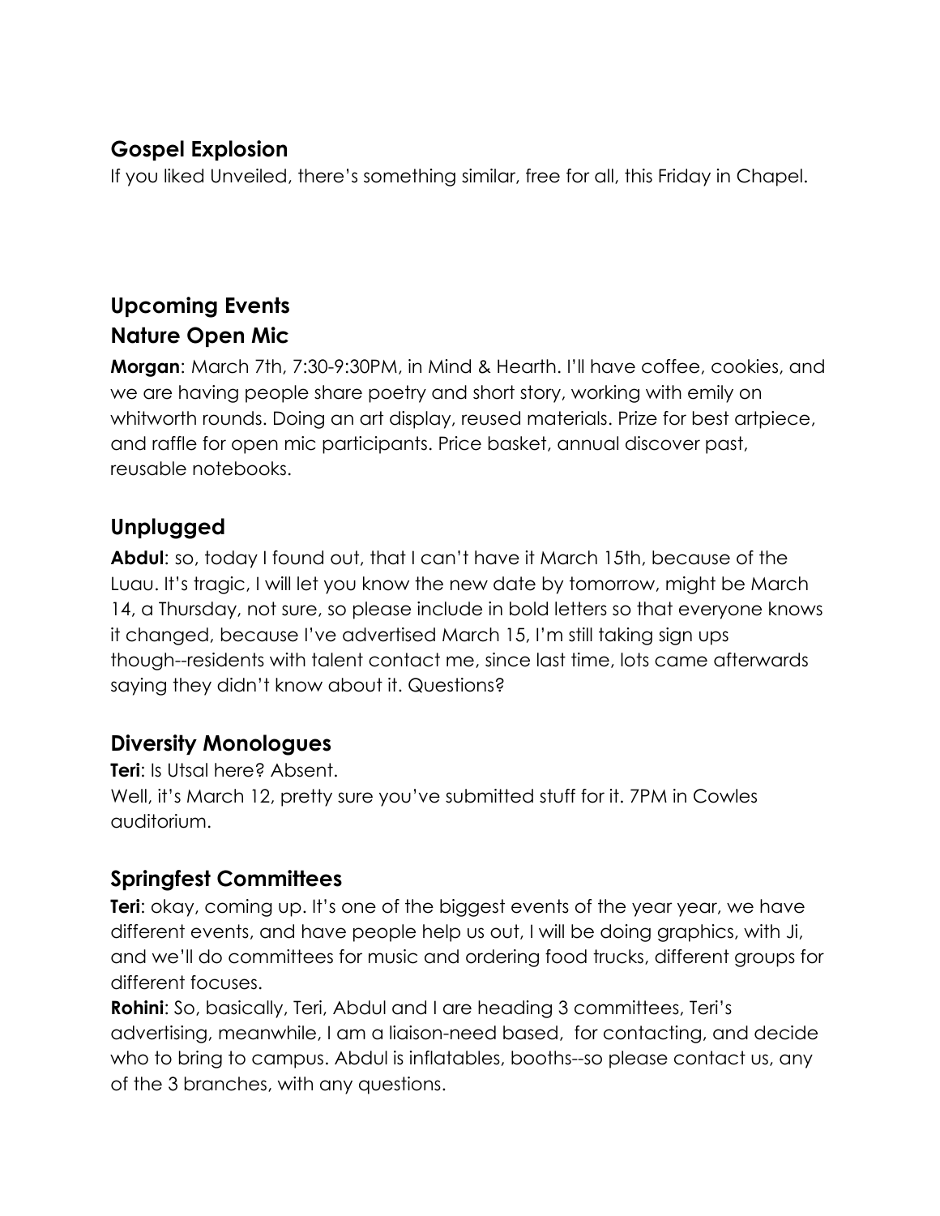## Gospel Explosion

If you liked Unveiled, there's something similar, free for all, this Friday in Chapel.

## Upcoming Events

## Nature Open Mic

**Morgan**: March 7th, 7:30-9:30PM, in Mind & Hearth. I'll have coffee, cookies, and we are having people share poetry and short story, working with emily on whitworth rounds. Doing an art display, reused materials. Prize for best artpiece, and raffle for open mic participants. Price basket, annual discover past, reusable notebooks.

## Unplugged

**Abdul**: so, today I found out, that I can't have it March 15th, because of the Luau. It's tragic, I will let you know the new date by tomorrow, might be March 14, a Thursday, not sure, so please include in bold letters so that everyone knows it changed, because I've advertised March 15, I'm still taking sign ups though--residents with talent contact me, since last time, lots came afterwards saying they didn't know about it. Questions?

## Diversity Monologues

**Teri**: Is Utsal here? Absent.
Well, it's March 12, pretty sure you've submitted stuff for it. 7PM in Cowles auditorium.

## Springfest Committees

**Teri**: okay, coming up. It's one of the biggest events of the year year, we have different events, and have people help us out, I will be doing graphics, with Ji, and we'll do committees for music and ordering food trucks, different groups for different focuses.

**Rohini**: So, basically, Teri, Abdul and I are heading 3 committees, Teri's advertising, meanwhile, I am a liaison-need based, for contacting, and decide who to bring to campus. Abdul is inflatables, booths--so please contact us, any of the 3 branches, with any questions.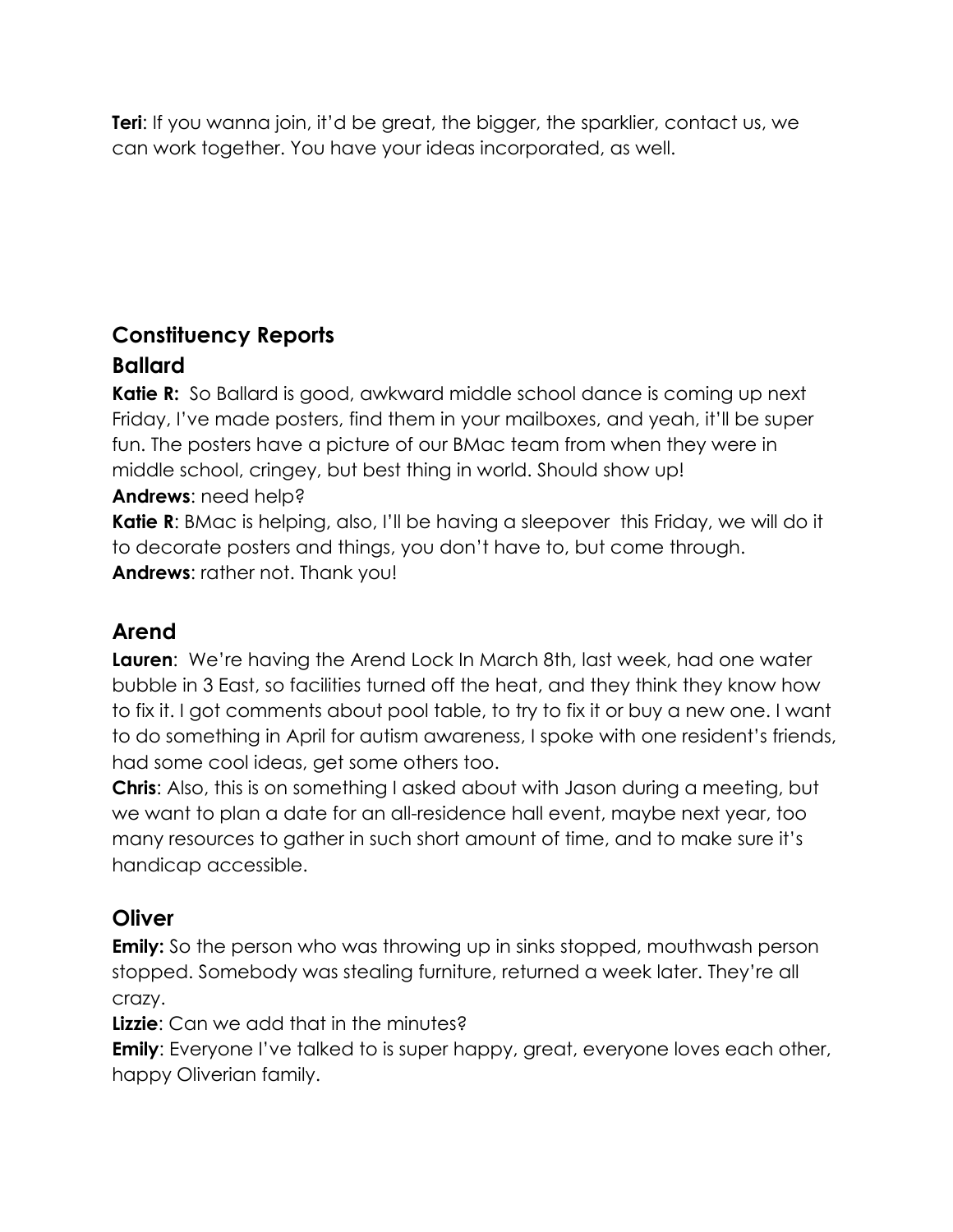**Teri**: If you wanna join, it'd be great, the bigger, the sparklier, contact us, we can work together. You have your ideas incorporated, as well.

## Constituency Reports

### Ballard

**Katie R:** So Ballard is good, awkward middle school dance is coming up next Friday, I've made posters, find them in your mailboxes, and yeah, it'll be super fun. The posters have a picture of our BMac team from when they were in middle school, cringey, but best thing in world. Should show up!

**Andrews**: need help?

**Katie R**: BMac is helping, also, I'll be having a sleepover this Friday, we will do it to decorate posters and things, you don't have to, but come through.

**Andrews**: rather not. Thank you!

### Arend

**Lauren**: We're having the Arend Lock In March 8th, last week, had one water bubble in 3 East, so facilities turned off the heat, and they think they know how to fix it. I got comments about pool table, to try to fix it or buy a new one. I want to do something in April for autism awareness, I spoke with one resident's friends, had some cool ideas, get some others too.

**Chris**: Also, this is on something I asked about with Jason during a meeting, but we want to plan a date for an all-residence hall event, maybe next year, too many resources to gather in such short amount of time, and to make sure it's handicap accessible.

### Oliver

**Emily:** So the person who was throwing up in sinks stopped, mouthwash person stopped. Somebody was stealing furniture, returned a week later. They're all crazy.

**Lizzie**: Can we add that in the minutes?

**Emily**: Everyone I've talked to is super happy, great, everyone loves each other, happy Oliverian family.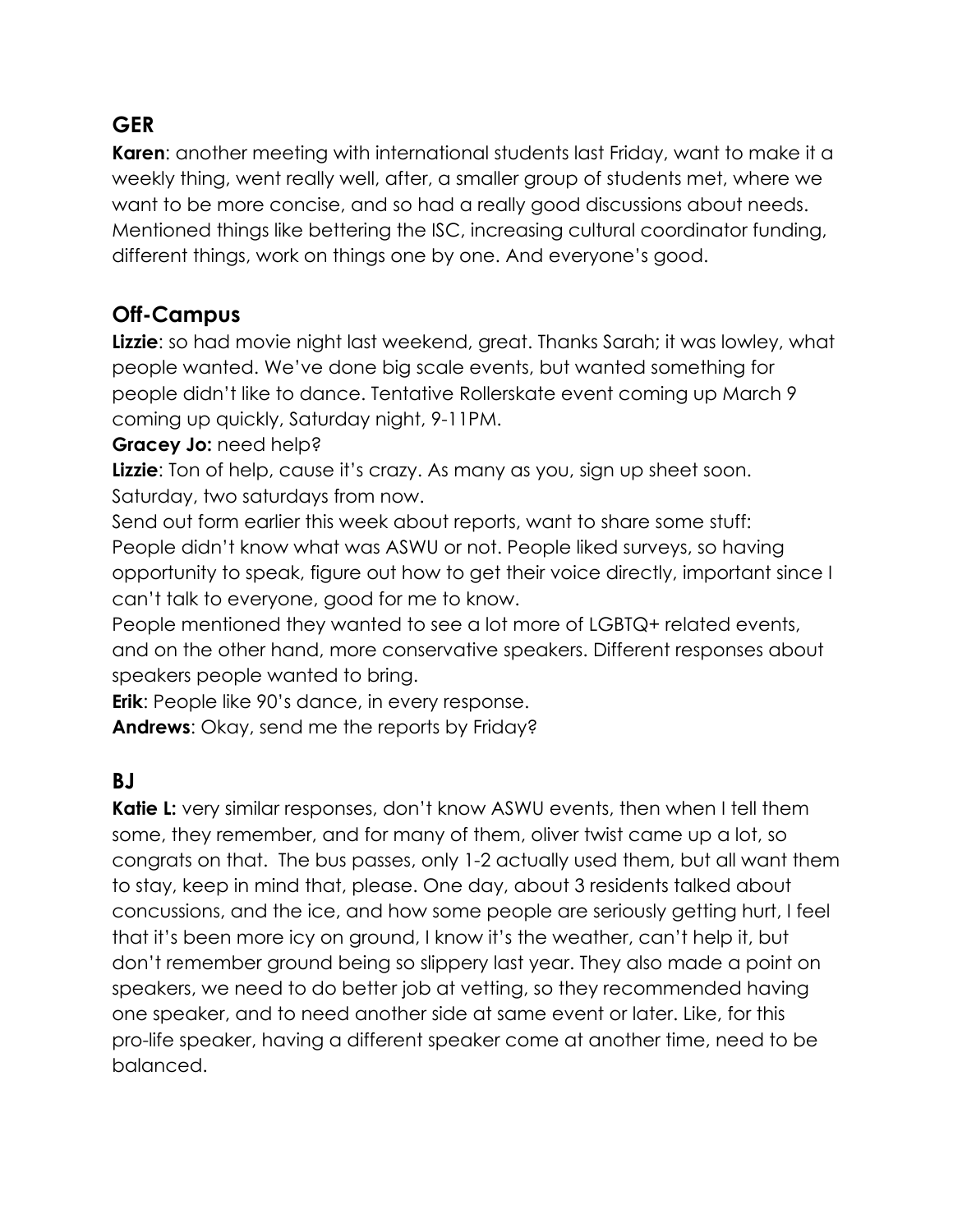## GER

**Karen**: another meeting with international students last Friday, want to make it a weekly thing, went really well, after, a smaller group of students met, where we want to be more concise, and so had a really good discussions about needs. Mentioned things like bettering the ISC, increasing cultural coordinator funding, different things, work on things one by one. And everyone's good.

## Off-Campus

**Lizzie**: so had movie night last weekend, great. Thanks Sarah; it was lowley, what people wanted. We've done big scale events, but wanted something for people didn't like to dance. Tentative Rollerskate event coming up March 9 coming up quickly, Saturday night, 9-11PM.

**Gracey Jo:** need help?

**Lizzie**: Ton of help, cause it's crazy. As many as you, sign up sheet soon. Saturday, two saturdays from now.

Send out form earlier this week about reports, want to share some stuff: People didn't know what was ASWU or not. People liked surveys, so having opportunity to speak, figure out how to get their voice directly, important since I can't talk to everyone, good for me to know.

People mentioned they wanted to see a lot more of LGBTQ+ related events, and on the other hand, more conservative speakers. Different responses about speakers people wanted to bring.

**Erik**: People like 90's dance, in every response.

**Andrews**: Okay, send me the reports by Friday?

## BJ

**Katie L:** very similar responses, don't know ASWU events, then when I tell them some, they remember, and for many of them, oliver twist came up a lot, so congrats on that. The bus passes, only 1-2 actually used them, but all want them to stay, keep in mind that, please. One day, about 3 residents talked about concussions, and the ice, and how some people are seriously getting hurt, I feel that it's been more icy on ground, I know it's the weather, can't help it, but don't remember ground being so slippery last year. They also made a point on speakers, we need to do better job at vetting, so they recommended having one speaker, and to need another side at same event or later. Like, for this pro-life speaker, having a different speaker come at another time, need to be balanced.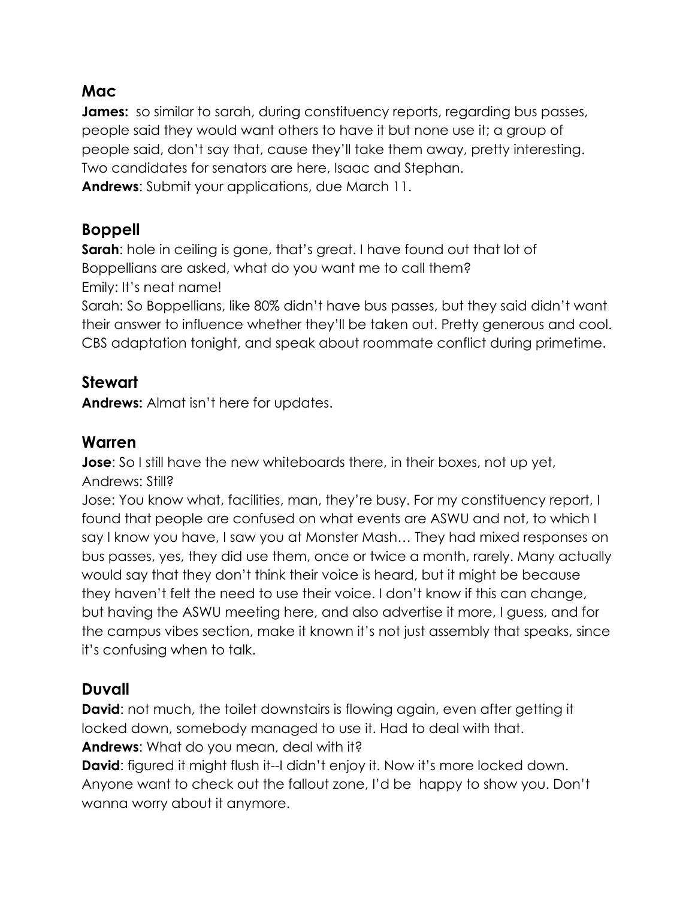## Mac

**James:** so similar to sarah, during constituency reports, regarding bus passes, people said they would want others to have it but none use it; a group of people said, don't say that, cause they'll take them away, pretty interesting. Two candidates for senators are here, Isaac and Stephan.

**Andrews**: Submit your applications, due March 11.

## Boppell

**Sarah**: hole in ceiling is gone, that's great. I have found out that lot of Boppellians are asked, what do you want me to call them?

Emily: It's neat name!

Sarah: So Boppellians, like 80% didn't have bus passes, but they said didn't want their answer to influence whether they'll be taken out. Pretty generous and cool. CBS adaptation tonight, and speak about roommate conflict during primetime.

## Stewart

**Andrews:** Almat isn't here for updates.

## Warren

**Jose**: So I still have the new whiteboards there, in their boxes, not up yet,

Andrews: Still?

Jose: You know what, facilities, man, they're busy. For my constituency report, I found that people are confused on what events are ASWU and not, to which I say I know you have, I saw you at Monster Mash… They had mixed responses on bus passes, yes, they did use them, once or twice a month, rarely. Many actually would say that they don't think their voice is heard, but it might be because they haven't felt the need to use their voice. I don't know if this can change, but having the ASWU meeting here, and also advertise it more, I guess, and for the campus vibes section, make it known it's not just assembly that speaks, since it's confusing when to talk.

## Duvall

**David**: not much, the toilet downstairs is flowing again, even after getting it locked down, somebody managed to use it. Had to deal with that.

**Andrews**: What do you mean, deal with it?

**David**: figured it might flush it--I didn't enjoy it. Now it's more locked down. Anyone want to check out the fallout zone, I'd be happy to show you. Don't wanna worry about it anymore.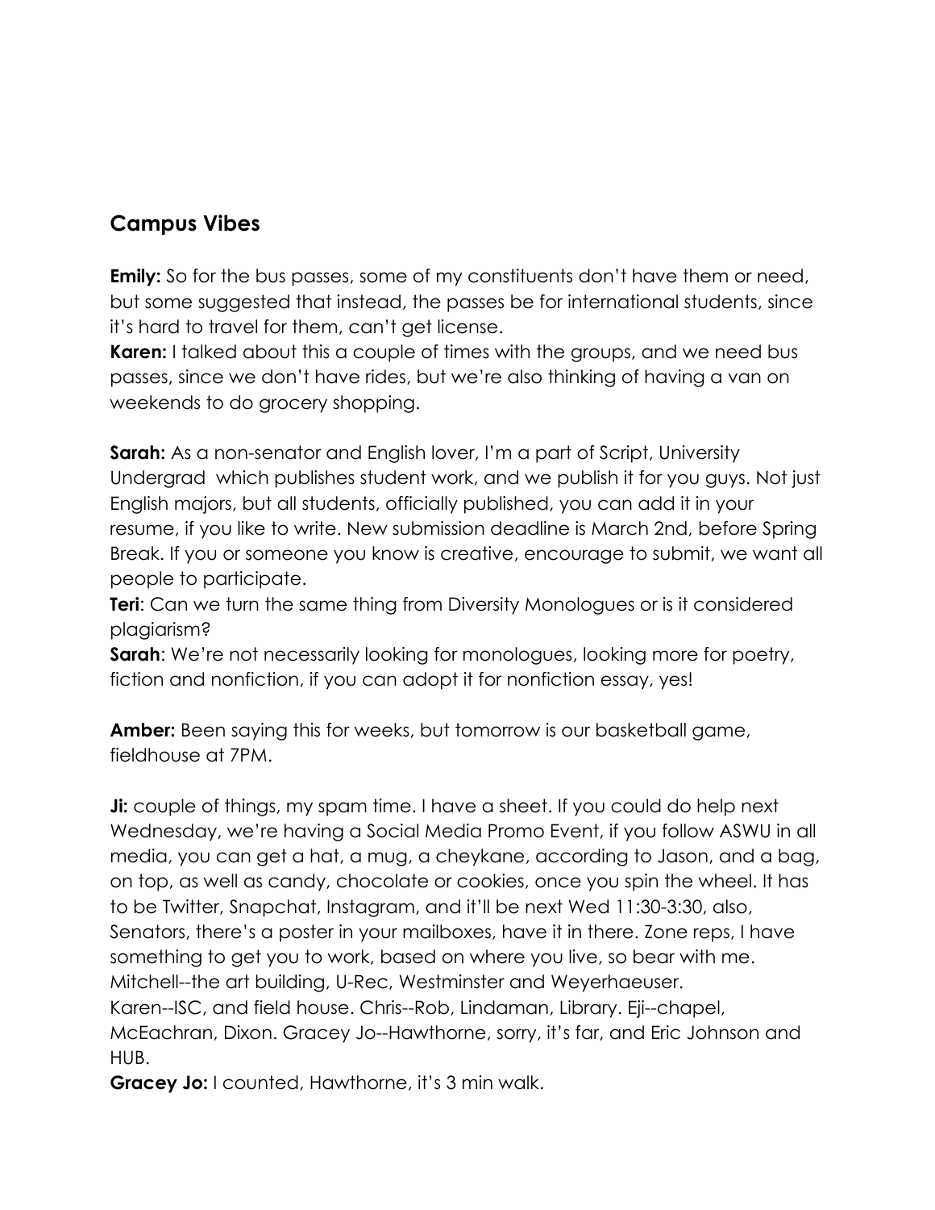## Campus Vibes

**Emily:** So for the bus passes, some of my constituents don't have them or need, but some suggested that instead, the passes be for international students, since it's hard to travel for them, can't get license.

**Karen:** I talked about this a couple of times with the groups, and we need bus passes, since we don't have rides, but we're also thinking of having a van on weekends to do grocery shopping.

**Sarah:** As a non-senator and English lover, I'm a part of Script, University Undergrad which publishes student work, and we publish it for you guys. Not just English majors, but all students, officially published, you can add it in your resume, if you like to write. New submission deadline is March 2nd, before Spring Break. If you or someone you know is creative, encourage to submit, we want all people to participate.

**Teri**: Can we turn the same thing from Diversity Monologues or is it considered plagiarism?

**Sarah**: We're not necessarily looking for monologues, looking more for poetry, fiction and nonfiction, if you can adopt it for nonfiction essay, yes!

**Amber:** Been saying this for weeks, but tomorrow is our basketball game, fieldhouse at 7PM.

**Ji:** couple of things, my spam time. I have a sheet. If you could do help next Wednesday, we're having a Social Media Promo Event, if you follow ASWU in all media, you can get a hat, a mug, a cheykane, according to Jason, and a bag, on top, as well as candy, chocolate or cookies, once you spin the wheel. It has to be Twitter, Snapchat, Instagram, and it'll be next Wed 11:30-3:30, also, Senators, there's a poster in your mailboxes, have it in there. Zone reps, I have something to get you to work, based on where you live, so bear with me. Mitchell--the art building, U-Rec, Westminster and Weyerhaeuser. Karen--ISC, and field house. Chris--Rob, Lindaman, Library. Eji--chapel, McEachran, Dixon. Gracey Jo--Hawthorne, sorry, it's far, and Eric Johnson and HUB.

**Gracey Jo:** I counted, Hawthorne, it's 3 min walk.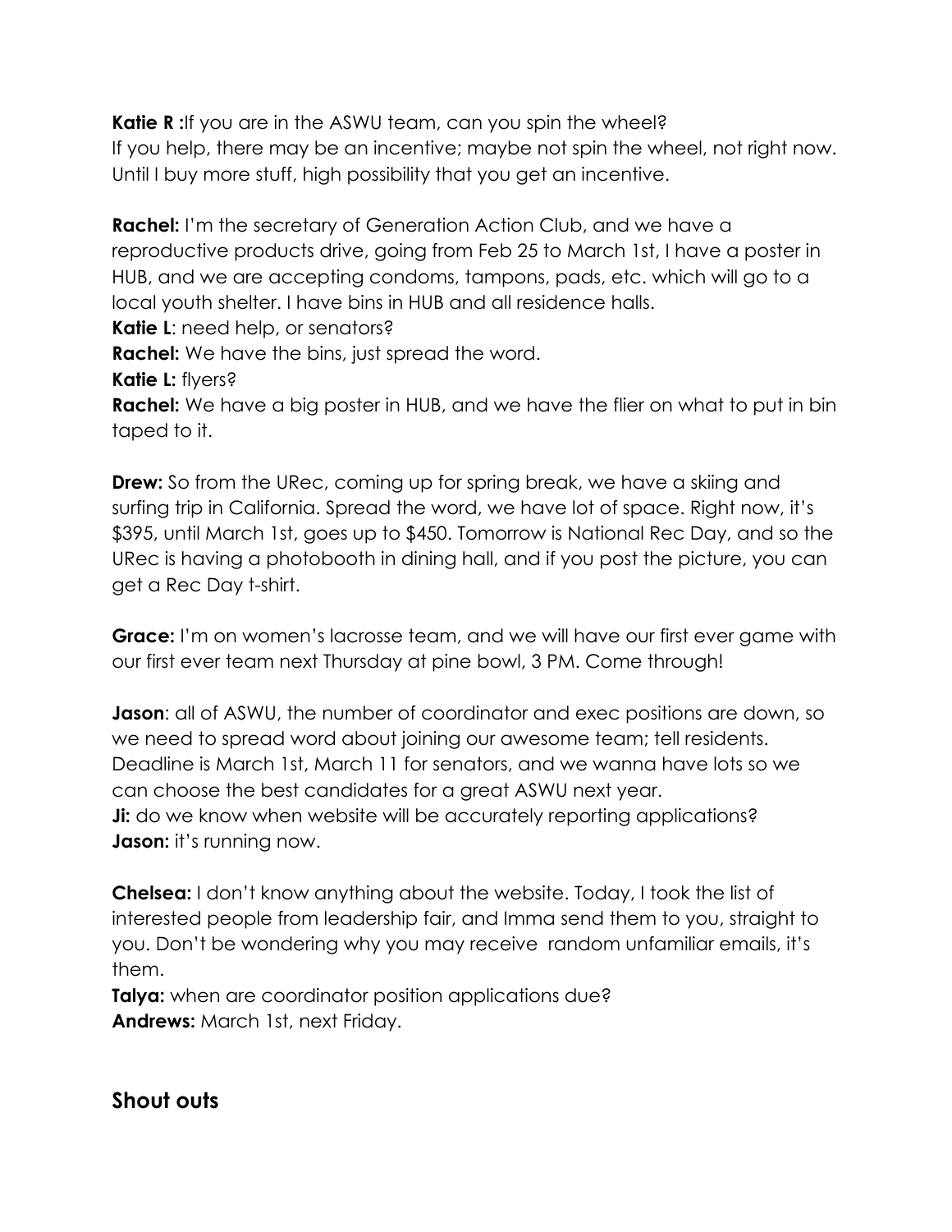**Katie R :**If you are in the ASWU team, can you spin the wheel?
If you help, there may be an incentive; maybe not spin the wheel, not right now. Until I buy more stuff, high possibility that you get an incentive.

**Rachel:** I'm the secretary of Generation Action Club, and we have a reproductive products drive, going from Feb 25 to March 1st, I have a poster in HUB, and we are accepting condoms, tampons, pads, etc. which will go to a local youth shelter. I have bins in HUB and all residence halls.
**Katie L**: need help, or senators?
**Rachel:** We have the bins, just spread the word.
**Katie L:** flyers?
**Rachel:** We have a big poster in HUB, and we have the flier on what to put in bin taped to it.

**Drew:** So from the URec, coming up for spring break, we have a skiing and surfing trip in California. Spread the word, we have lot of space. Right now, it's $395, until March 1st, goes up to $450. Tomorrow is National Rec Day, and so the URec is having a photobooth in dining hall, and if you post the picture, you can get a Rec Day t-shirt.

**Grace:** I'm on women's lacrosse team, and we will have our first ever game with our first ever team next Thursday at pine bowl, 3 PM. Come through!

**Jason**: all of ASWU, the number of coordinator and exec positions are down, so we need to spread word about joining our awesome team; tell residents. Deadline is March 1st, March 11 for senators, and we wanna have lots so we can choose the best candidates for a great ASWU next year.
**Ji:** do we know when website will be accurately reporting applications?
**Jason:** it's running now.

**Chelsea:** I don't know anything about the website. Today, I took the list of interested people from leadership fair, and Imma send them to you, straight to you. Don't be wondering why you may receive random unfamiliar emails, it's them.
**Talya:** when are coordinator position applications due?
**Andrews:** March 1st, next Friday.

## Shout outs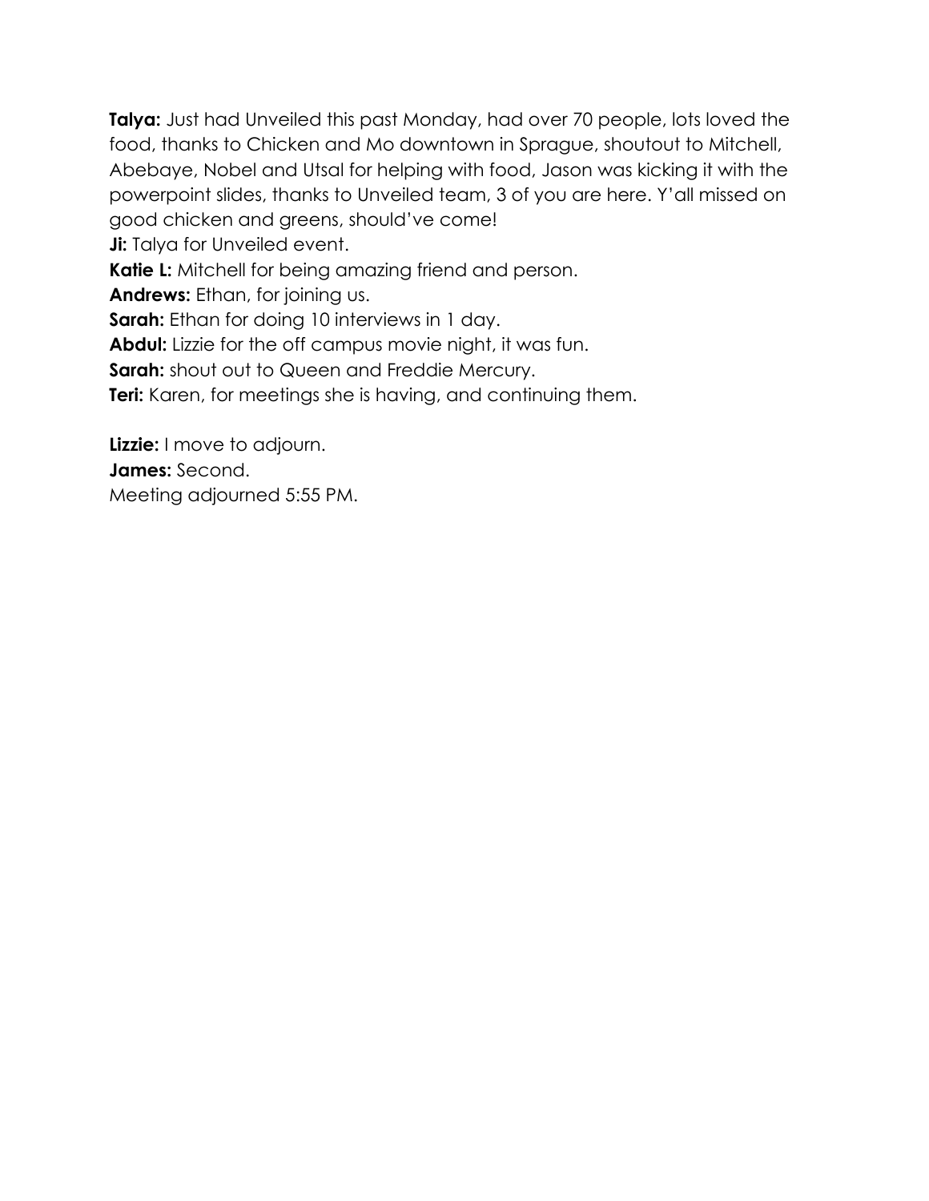**Talya:** Just had Unveiled this past Monday, had over 70 people, lots loved the food, thanks to Chicken and Mo downtown in Sprague, shoutout to Mitchell, Abebaye, Nobel and Utsal for helping with food, Jason was kicking it with the powerpoint slides, thanks to Unveiled team, 3 of you are here. Y'all missed on good chicken and greens, should've come!
**Ji:** Talya for Unveiled event.
**Katie L:** Mitchell for being amazing friend and person.
**Andrews:** Ethan, for joining us.
**Sarah:** Ethan for doing 10 interviews in 1 day.
**Abdul:** Lizzie for the off campus movie night, it was fun.
**Sarah:** shout out to Queen and Freddie Mercury.
**Teri:** Karen, for meetings she is having, and continuing them.

**Lizzie:** I move to adjourn.
**James:** Second.
Meeting adjourned 5:55 PM.